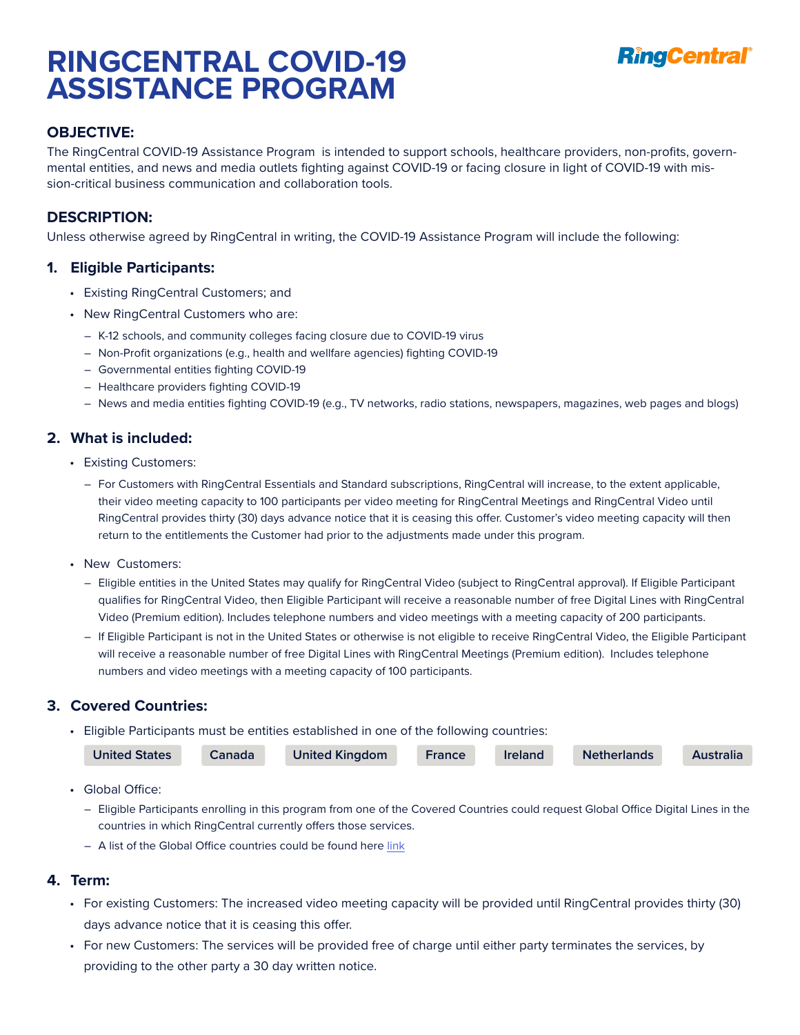# RINGCENTRAL COVID-19 ASSISTANCE PROGRAM

## OBJECTIVE:

The RingCentral COVID-19 Assistance Program is intended to support schools, healthcare providers, non-profits, governmental entities, and news and media outlets fighting against COVID-19 or facing closure in light of COVID-19 with mission-critical business communication and collaboration tools.

## DESCRIPTION:

Unless otherwise agreed by RingCentral in writing, the COVID-19 Assistance Program will include the following:

### 1. Eligible Participants:

- Existing RingCentral Customers; and
- New RingCentral Customers who are:
  - K-12 schools, and community colleges facing closure due to COVID-19 virus
  - Non-Profit organizations (e.g., health and wellfare agencies) fighting COVID-19
  - Governmental entities fighting COVID-19
  - Healthcare providers fighting COVID-19
  - News and media entities fighting COVID-19 (e.g., TV networks, radio stations, newspapers, magazines, web pages and blogs)

### 2. What is included:

- Existing Customers:
  - For Customers with RingCentral Essentials and Standard subscriptions, RingCentral will increase, to the extent applicable, their video meeting capacity to 100 participants per video meeting for RingCentral Meetings and RingCentral Video until RingCentral provides thirty (30) days advance notice that it is ceasing this offer. Customer's video meeting capacity will then return to the entitlements the Customer had prior to the adjustments made under this program.
- New Customers:
  - Eligible entities in the United States may qualify for RingCentral Video (subject to RingCentral approval). If Eligible Participant qualifies for RingCentral Video, then Eligible Participant will receive a reasonable number of free Digital Lines with RingCentral Video (Premium edition). Includes telephone numbers and video meetings with a meeting capacity of 200 participants.
  - If Eligible Participant is not in the United States or otherwise is not eligible to receive RingCentral Video, the Eligible Participant will receive a reasonable number of free Digital Lines with RingCentral Meetings (Premium edition). Includes telephone numbers and video meetings with a meeting capacity of 100 participants.

### 3. Covered Countries:

- Eligible Participants must be entities established in one of the following countries:

  United States | Canada | United Kingdom | France | Ireland | Netherlands | Australia

- Global Office:
  - Eligible Participants enrolling in this program from one of the Covered Countries could request Global Office Digital Lines in the countries in which RingCentral currently offers those services.
  - A list of the Global Office countries could be found here link

### 4. Term:

- For existing Customers: The increased video meeting capacity will be provided until RingCentral provides thirty (30) days advance notice that it is ceasing this offer.
- For new Customers: The services will be provided free of charge until either party terminates the services, by providing to the other party a 30 day written notice.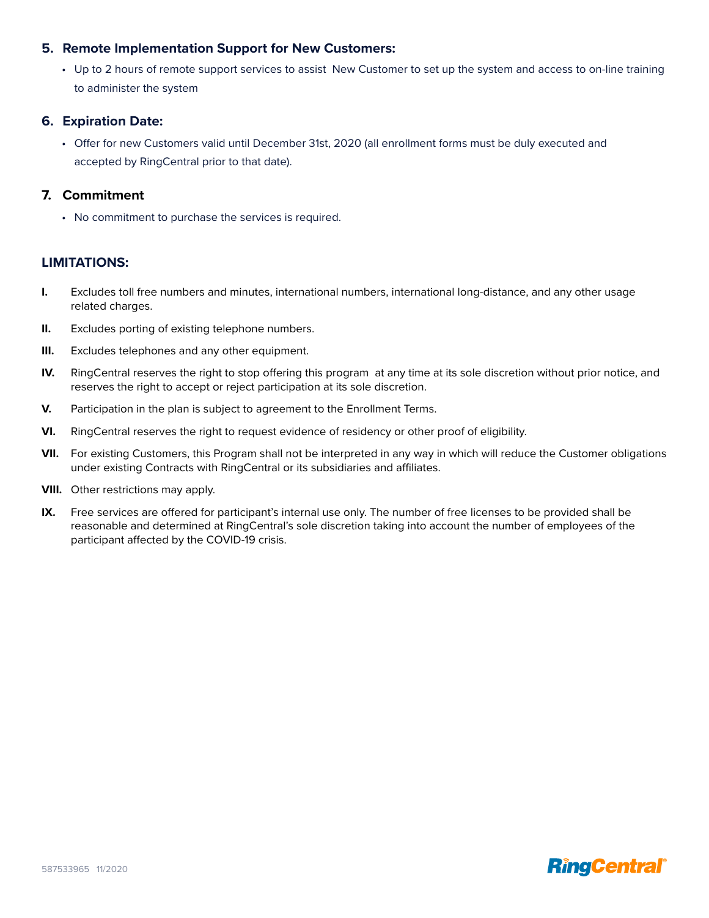## 5. Remote Implementation Support for New Customers:

- Up to 2 hours of remote support services to assist New Customer to set up the system and access to on-line training to administer the system

## 6. Expiration Date:

- Offer for new Customers valid until December 31st, 2020 (all enrollment forms must be duly executed and accepted by RingCentral prior to that date).

## 7. Commitment

- No commitment to purchase the services is required.

## LIMITATIONS:

**I.** Excludes toll free numbers and minutes, international numbers, international long-distance, and any other usage related charges.

**II.** Excludes porting of existing telephone numbers.

**III.** Excludes telephones and any other equipment.

**IV.** RingCentral reserves the right to stop offering this program at any time at its sole discretion without prior notice, and reserves the right to accept or reject participation at its sole discretion.

**V.** Participation in the plan is subject to agreement to the Enrollment Terms.

**VI.** RingCentral reserves the right to request evidence of residency or other proof of eligibility.

**VII.** For existing Customers, this Program shall not be interpreted in any way in which will reduce the Customer obligations under existing Contracts with RingCentral or its subsidiaries and affiliates.

**VIII.** Other restrictions may apply.

**IX.** Free services are offered for participant's internal use only. The number of free licenses to be provided shall be reasonable and determined at RingCentral's sole discretion taking into account the number of employees of the participant affected by the COVID-19 crisis.

587533965 11/2020